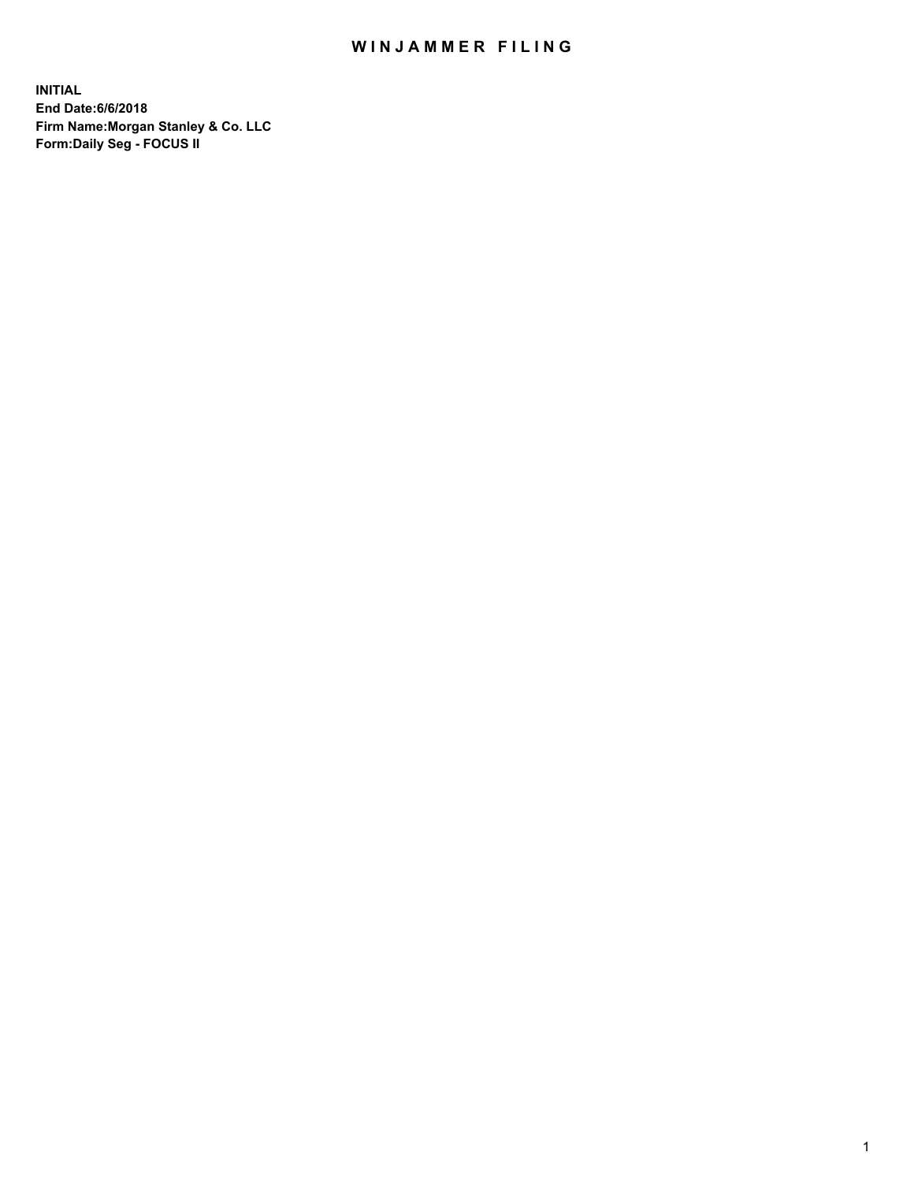# WINJAMMER FILING

**INITIAL**
**End Date:6/6/2018**
**Firm Name:Morgan Stanley & Co. LLC**
**Form:Daily Seg - FOCUS II**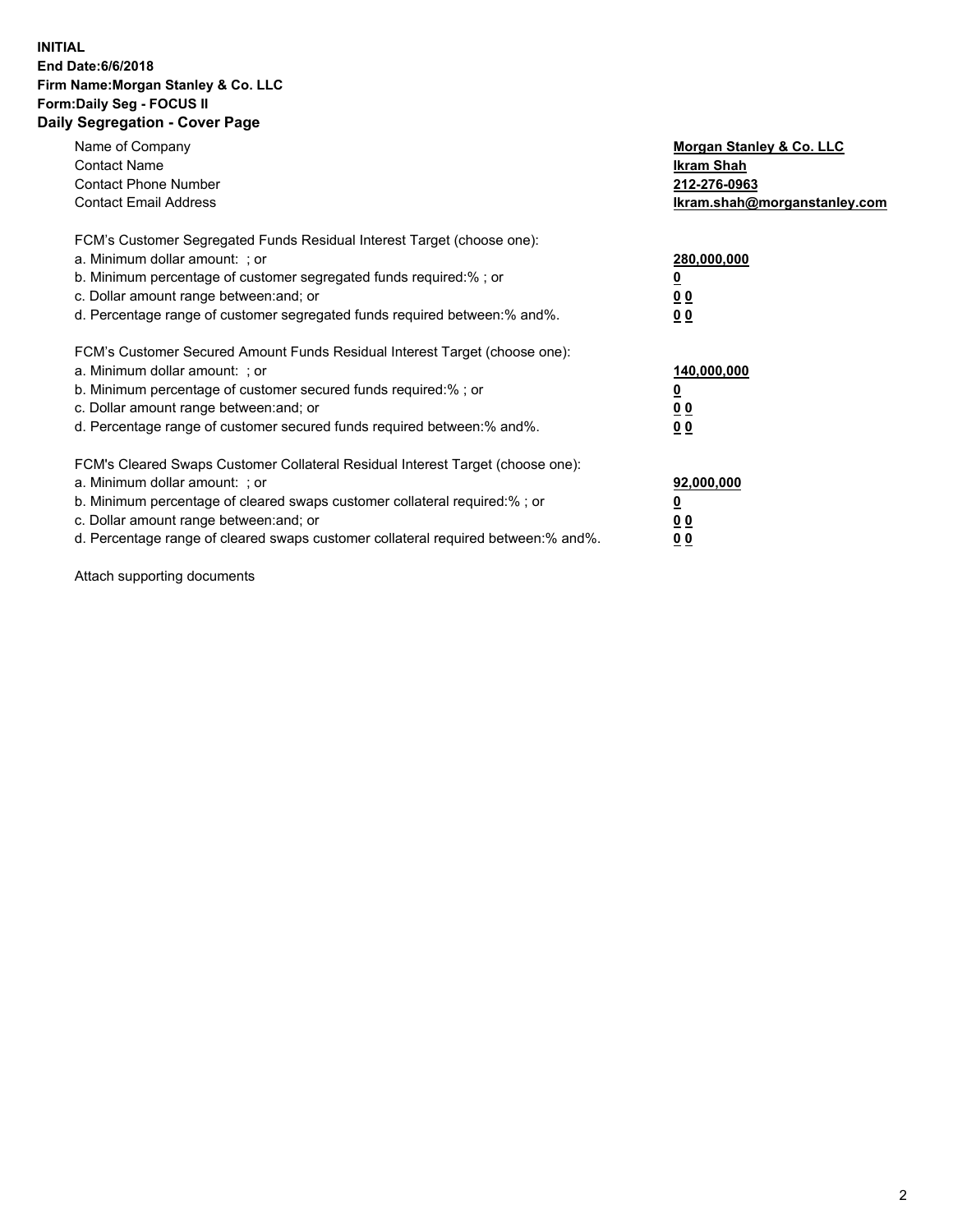**INITIAL**
**End Date:6/6/2018**
**Firm Name:Morgan Stanley & Co. LLC**
**Form:Daily Seg - FOCUS II**
**Daily Segregation - Cover Page**

| | |
|---|---|
| Name of Company | **Morgan Stanley & Co. LLC** |
| Contact Name | **Ikram Shah** |
| Contact Phone Number | **212-276-0963** |
| Contact Email Address | **Ikram.shah@morganstanley.com** |

FCM's Customer Segregated Funds Residual Interest Target (choose one):

| | |
|---|---|
| a. Minimum dollar amount: ; or | **280,000,000** |
| b. Minimum percentage of customer segregated funds required:% ; or | **0** |
| c. Dollar amount range between:and; or | **0 0** |
| d. Percentage range of customer segregated funds required between:% and%. | **0 0** |

FCM's Customer Secured Amount Funds Residual Interest Target (choose one):

| | |
|---|---|
| a. Minimum dollar amount: ; or | **140,000,000** |
| b. Minimum percentage of customer secured funds required:% ; or | **0** |
| c. Dollar amount range between:and; or | **0 0** |
| d. Percentage range of customer secured funds required between:% and%. | **0 0** |

FCM's Cleared Swaps Customer Collateral Residual Interest Target (choose one):

| | |
|---|---|
| a. Minimum dollar amount: ; or | **92,000,000** |
| b. Minimum percentage of cleared swaps customer collateral required:% ; or | **0** |
| c. Dollar amount range between:and; or | **0 0** |
| d. Percentage range of cleared swaps customer collateral required between:% and%. | **0 0** |

Attach supporting documents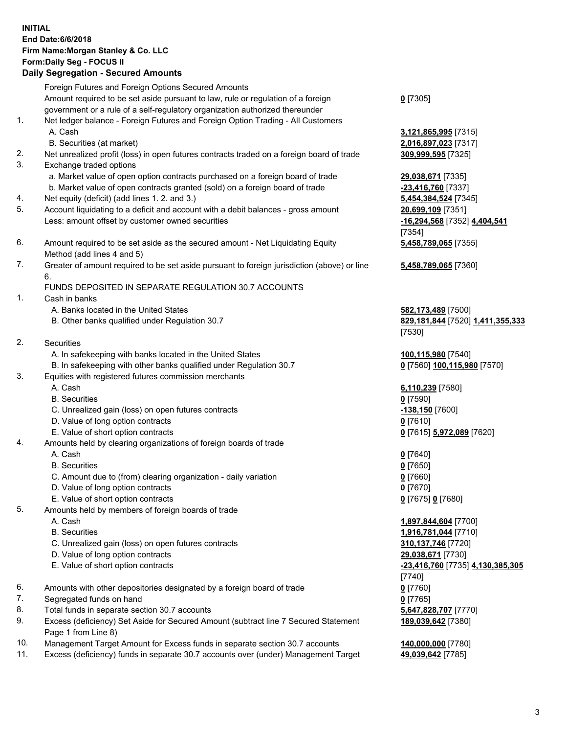**INITIAL**
**End Date:6/6/2018**
**Firm Name:Morgan Stanley & Co. LLC**
**Form:Daily Seg - FOCUS II**
**Daily Segregation - Secured Amounts**

| | | |
|---|---|---|
| | Foreign Futures and Foreign Options Secured Amounts | |
| | Amount required to be set aside pursuant to law, rule or regulation of a foreign government or a rule of a self-regulatory organization authorized thereunder | **0** [7305] |
| 1. | Net ledger balance - Foreign Futures and Foreign Option Trading - All Customers | |
| | A. Cash | **3,121,865,995** [7315] |
| | B. Securities (at market) | **2,016,897,023** [7317] |
| 2. | Net unrealized profit (loss) in open futures contracts traded on a foreign board of trade | **309,999,595** [7325] |
| 3. | Exchange traded options | |
| | a. Market value of open option contracts purchased on a foreign board of trade | **29,038,671** [7335] |
| | b. Market value of open contracts granted (sold) on a foreign board of trade | **-23,416,760** [7337] |
| 4. | Net equity (deficit) (add lines 1. 2. and 3.) | **5,454,384,524** [7345] |
| 5. | Account liquidating to a deficit and account with a debit balances - gross amount | **20,699,109** [7351] |
| | Less: amount offset by customer owned securities | **-16,294,568** [7352] **4,404,541** [7354] |
| 6. | Amount required to be set aside as the secured amount - Net Liquidating Equity Method (add lines 4 and 5) | **5,458,789,065** [7355] |
| 7. | Greater of amount required to be set aside pursuant to foreign jurisdiction (above) or line 6. | **5,458,789,065** [7360] |
| | FUNDS DEPOSITED IN SEPARATE REGULATION 30.7 ACCOUNTS | |
| 1. | Cash in banks | |
| | A. Banks located in the United States | **582,173,489** [7500] |
| | B. Other banks qualified under Regulation 30.7 | **829,181,844** [7520] **1,411,355,333** [7530] |
| 2. | Securities | |
| | A. In safekeeping with banks located in the United States | **100,115,980** [7540] |
| | B. In safekeeping with other banks qualified under Regulation 30.7 | **0** [7560] **100,115,980** [7570] |
| 3. | Equities with registered futures commission merchants | |
| | A. Cash | **6,110,239** [7580] |
| | B. Securities | **0** [7590] |
| | C. Unrealized gain (loss) on open futures contracts | **-138,150** [7600] |
| | D. Value of long option contracts | **0** [7610] |
| | E. Value of short option contracts | **0** [7615] **5,972,089** [7620] |
| 4. | Amounts held by clearing organizations of foreign boards of trade | |
| | A. Cash | **0** [7640] |
| | B. Securities | **0** [7650] |
| | C. Amount due to (from) clearing organization - daily variation | **0** [7660] |
| | D. Value of long option contracts | **0** [7670] |
| | E. Value of short option contracts | **0** [7675] **0** [7680] |
| 5. | Amounts held by members of foreign boards of trade | |
| | A. Cash | **1,897,844,604** [7700] |
| | B. Securities | **1,916,781,044** [7710] |
| | C. Unrealized gain (loss) on open futures contracts | **310,137,746** [7720] |
| | D. Value of long option contracts | **29,038,671** [7730] |
| | E. Value of short option contracts | **-23,416,760** [7735] **4,130,385,305** [7740] |
| 6. | Amounts with other depositories designated by a foreign board of trade | **0** [7760] |
| 7. | Segregated funds on hand | **0** [7765] |
| 8. | Total funds in separate section 30.7 accounts | **5,647,828,707** [7770] |
| 9. | Excess (deficiency) Set Aside for Secured Amount (subtract line 7 Secured Statement Page 1 from Line 8) | **189,039,642** [7380] |
| 10. | Management Target Amount for Excess funds in separate section 30.7 accounts | **140,000,000** [7780] |
| 11. | Excess (deficiency) funds in separate 30.7 accounts over (under) Management Target | **49,039,642** [7785] |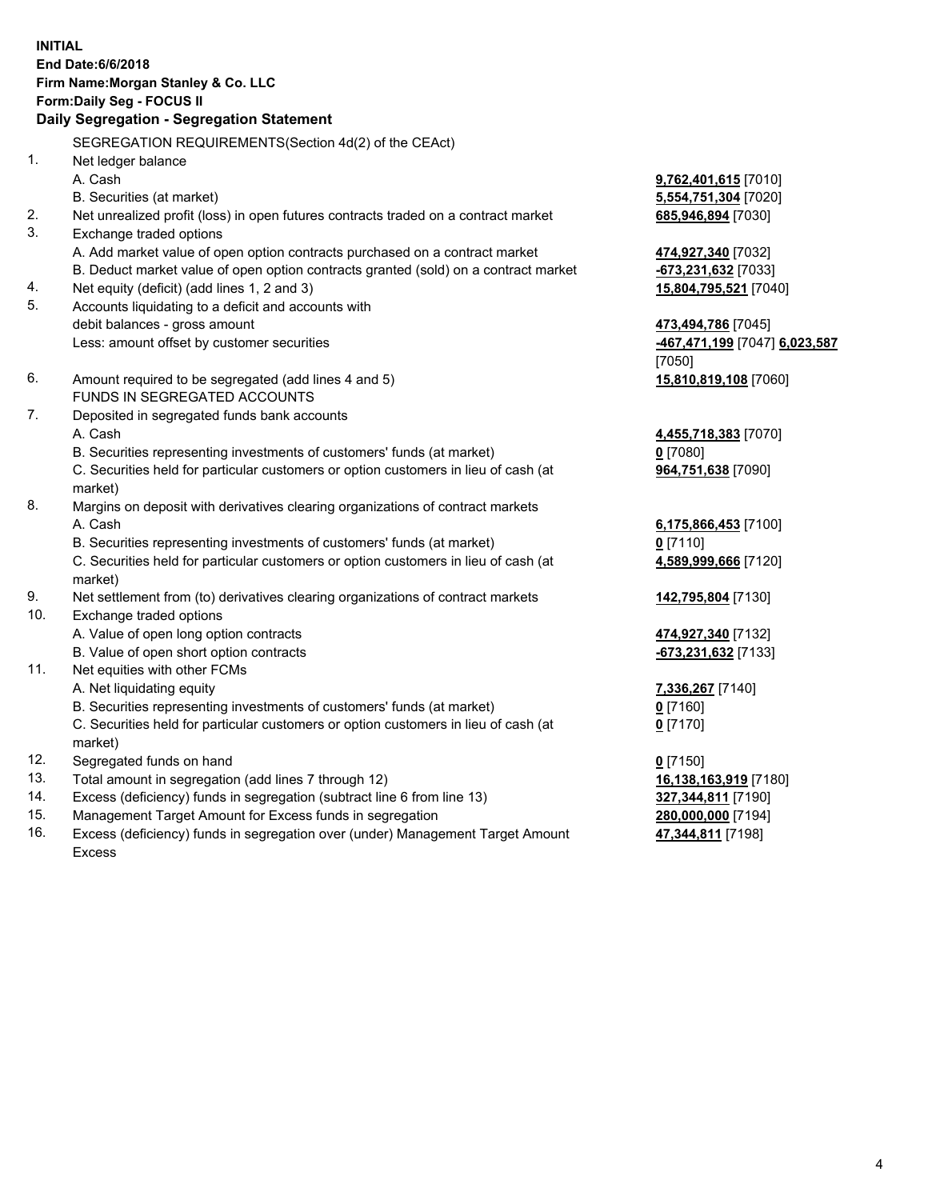**INITIAL**
**End Date:6/6/2018**
**Firm Name:Morgan Stanley & Co. LLC**
**Form:Daily Seg - FOCUS II**
**Daily Segregation - Segregation Statement**

SEGREGATION REQUIREMENTS(Section 4d(2) of the CEAct)

| | | |
|---|---|---|
| 1. | Net ledger balance | |
| | A. Cash | **9,762,401,615** [7010] |
| | B. Securities (at market) | **5,554,751,304** [7020] |
| 2. | Net unrealized profit (loss) in open futures contracts traded on a contract market | **685,946,894** [7030] |
| 3. | Exchange traded options | |
| | A. Add market value of open option contracts purchased on a contract market | **474,927,340** [7032] |
| | B. Deduct market value of open option contracts granted (sold) on a contract market | **-673,231,632** [7033] |
| 4. | Net equity (deficit) (add lines 1, 2 and 3) | **15,804,795,521** [7040] |
| 5. | Accounts liquidating to a deficit and accounts with debit balances - gross amount | **473,494,786** [7045] |
| | Less: amount offset by customer securities | **-467,471,199** [7047] **6,023,587** [7050] |
| 6. | Amount required to be segregated (add lines 4 and 5) | **15,810,819,108** [7060] |
| | FUNDS IN SEGREGATED ACCOUNTS | |
| 7. | Deposited in segregated funds bank accounts | |
| | A. Cash | **4,455,718,383** [7070] |
| | B. Securities representing investments of customers' funds (at market) | **0** [7080] |
| | C. Securities held for particular customers or option customers in lieu of cash (at market) | **964,751,638** [7090] |
| 8. | Margins on deposit with derivatives clearing organizations of contract markets | |
| | A. Cash | **6,175,866,453** [7100] |
| | B. Securities representing investments of customers' funds (at market) | **0** [7110] |
| | C. Securities held for particular customers or option customers in lieu of cash (at market) | **4,589,999,666** [7120] |
| 9. | Net settlement from (to) derivatives clearing organizations of contract markets | **142,795,804** [7130] |
| 10. | Exchange traded options | |
| | A. Value of open long option contracts | **474,927,340** [7132] |
| | B. Value of open short option contracts | **-673,231,632** [7133] |
| 11. | Net equities with other FCMs | |
| | A. Net liquidating equity | **7,336,267** [7140] |
| | B. Securities representing investments of customers' funds (at market) | **0** [7160] |
| | C. Securities held for particular customers or option customers in lieu of cash (at market) | **0** [7170] |
| 12. | Segregated funds on hand | **0** [7150] |
| 13. | Total amount in segregation (add lines 7 through 12) | **16,138,163,919** [7180] |
| 14. | Excess (deficiency) funds in segregation (subtract line 6 from line 13) | **327,344,811** [7190] |
| 15. | Management Target Amount for Excess funds in segregation | **280,000,000** [7194] |
| 16. | Excess (deficiency) funds in segregation over (under) Management Target Amount Excess | **47,344,811** [7198] |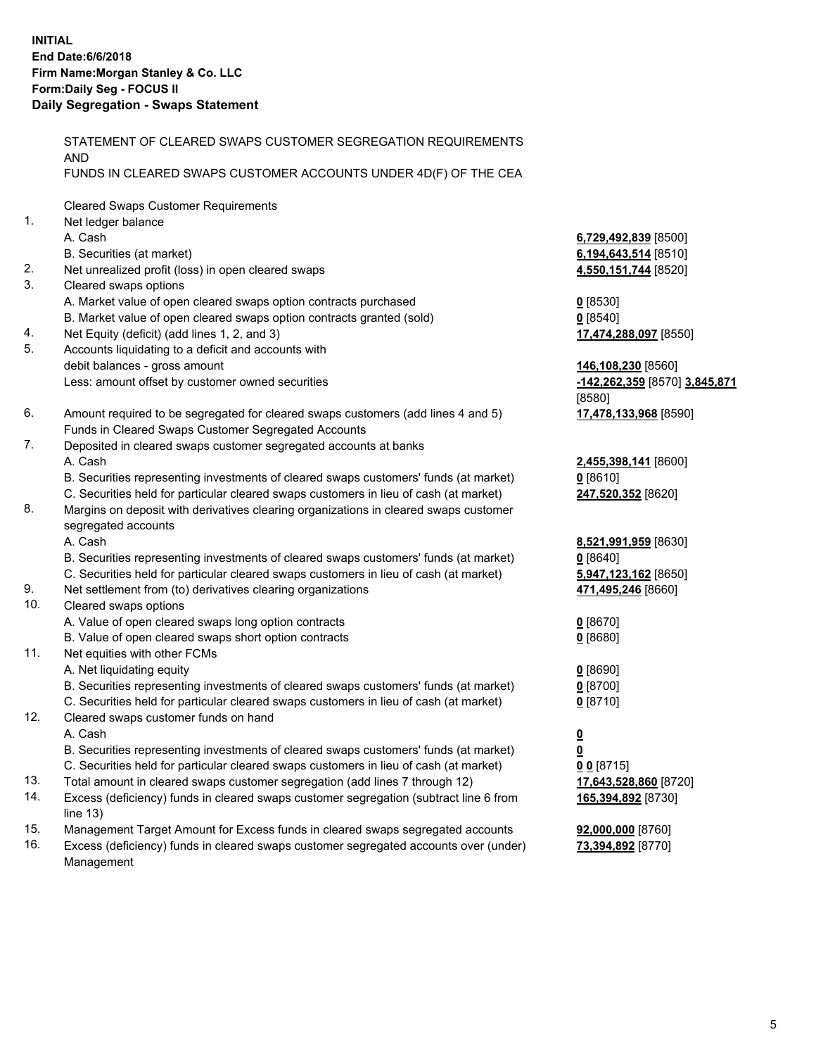**INITIAL**
**End Date:6/6/2018**
**Firm Name:Morgan Stanley & Co. LLC**
**Form:Daily Seg - FOCUS II**
**Daily Segregation - Swaps Statement**

STATEMENT OF CLEARED SWAPS CUSTOMER SEGREGATION REQUIREMENTS
AND
FUNDS IN CLEARED SWAPS CUSTOMER ACCOUNTS UNDER 4D(F) OF THE CEA

| | | |
|---|---|---|
| | Cleared Swaps Customer Requirements | |
| 1. | Net ledger balance | |
| | A. Cash | **6,729,492,839** [8500] |
| | B. Securities (at market) | **6,194,643,514** [8510] |
| 2. | Net unrealized profit (loss) in open cleared swaps | **4,550,151,744** [8520] |
| 3. | Cleared swaps options | |
| | A. Market value of open cleared swaps option contracts purchased | **0** [8530] |
| | B. Market value of open cleared swaps option contracts granted (sold) | **0** [8540] |
| 4. | Net Equity (deficit) (add lines 1, 2, and 3) | **17,474,288,097** [8550] |
| 5. | Accounts liquidating to a deficit and accounts with debit balances - gross amount | **146,108,230** [8560] |
| | Less: amount offset by customer owned securities | **-142,262,359** [8570] **3,845,871** [8580] |
| 6. | Amount required to be segregated for cleared swaps customers (add lines 4 and 5) | **17,478,133,968** [8590] |
| | Funds in Cleared Swaps Customer Segregated Accounts | |
| 7. | Deposited in cleared swaps customer segregated accounts at banks | |
| | A. Cash | **2,455,398,141** [8600] |
| | B. Securities representing investments of cleared swaps customers' funds (at market) | **0** [8610] |
| | C. Securities held for particular cleared swaps customers in lieu of cash (at market) | **247,520,352** [8620] |
| 8. | Margins on deposit with derivatives clearing organizations in cleared swaps customer segregated accounts | |
| | A. Cash | **8,521,991,959** [8630] |
| | B. Securities representing investments of cleared swaps customers' funds (at market) | **0** [8640] |
| | C. Securities held for particular cleared swaps customers in lieu of cash (at market) | **5,947,123,162** [8650] |
| 9. | Net settlement from (to) derivatives clearing organizations | **471,495,246** [8660] |
| 10. | Cleared swaps options | |
| | A. Value of open cleared swaps long option contracts | **0** [8670] |
| | B. Value of open cleared swaps short option contracts | **0** [8680] |
| 11. | Net equities with other FCMs | |
| | A. Net liquidating equity | **0** [8690] |
| | B. Securities representing investments of cleared swaps customers' funds (at market) | **0** [8700] |
| | C. Securities held for particular cleared swaps customers in lieu of cash (at market) | **0** [8710] |
| 12. | Cleared swaps customer funds on hand | |
| | A. Cash | **0** |
| | B. Securities representing investments of cleared swaps customers' funds (at market) | **0** |
| | C. Securities held for particular cleared swaps customers in lieu of cash (at market) | **0** **0** [8715] |
| 13. | Total amount in cleared swaps customer segregation (add lines 7 through 12) | **17,643,528,860** [8720] |
| 14. | Excess (deficiency) funds in cleared swaps customer segregation (subtract line 6 from line 13) | **165,394,892** [8730] |
| 15. | Management Target Amount for Excess funds in cleared swaps segregated accounts | **92,000,000** [8760] |
| 16. | Excess (deficiency) funds in cleared swaps customer segregated accounts over (under) Management | **73,394,892** [8770] |